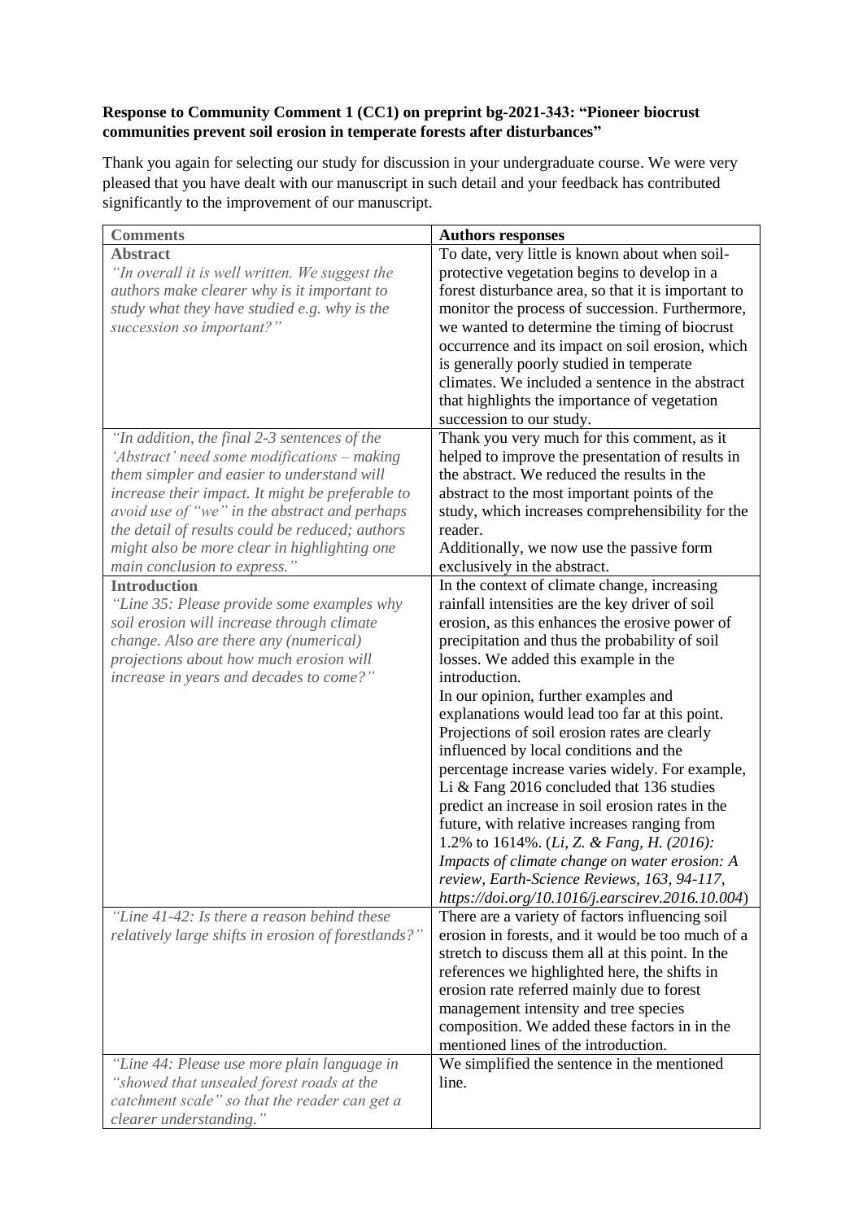**Response to Community Comment 1 (CC1) on preprint bg-2021-343: "Pioneer biocrust communities prevent soil erosion in temperate forests after disturbances"**

Thank you again for selecting our study for discussion in your undergraduate course. We were very pleased that you have dealt with our manuscript in such detail and your feedback has contributed significantly to the improvement of our manuscript.

| Comments | Authors responses |
|---|---|
| **Abstract**<br>*"In overall it is well written. We suggest the authors make clearer why is it important to study what they have studied e.g. why is the succession so important?"* | To date, very little is known about when soil-protective vegetation begins to develop in a forest disturbance area, so that it is important to monitor the process of succession. Furthermore, we wanted to determine the timing of biocrust occurrence and its impact on soil erosion, which is generally poorly studied in temperate climates. We included a sentence in the abstract that highlights the importance of vegetation succession to our study. |
| *"In addition, the final 2-3 sentences of the 'Abstract' need some modifications – making them simpler and easier to understand will increase their impact. It might be preferable to avoid use of "we" in the abstract and perhaps the detail of results could be reduced; authors might also be more clear in highlighting one main conclusion to express."* | Thank you very much for this comment, as it helped to improve the presentation of results in the abstract. We reduced the results in the abstract to the most important points of the study, which increases comprehensibility for the reader.<br>Additionally, we now use the passive form exclusively in the abstract. |
| **Introduction**<br>*"Line 35: Please provide some examples why soil erosion will increase through climate change. Also are there any (numerical) projections about how much erosion will increase in years and decades to come?"* | In the context of climate change, increasing rainfall intensities are the key driver of soil erosion, as this enhances the erosive power of precipitation and thus the probability of soil losses. We added this example in the introduction.<br>In our opinion, further examples and explanations would lead too far at this point. Projections of soil erosion rates are clearly influenced by local conditions and the percentage increase varies widely. For example, Li & Fang 2016 concluded that 136 studies predict an increase in soil erosion rates in the future, with relative increases ranging from 1.2% to 1614%. (*Li, Z. & Fang, H. (2016): Impacts of climate change on water erosion: A review, Earth-Science Reviews, 163, 94-117, https://doi.org/10.1016/j.earscirev.2016.10.004*) |
| *"Line 41-42: Is there a reason behind these relatively large shifts in erosion of forestlands?"* | There are a variety of factors influencing soil erosion in forests, and it would be too much of a stretch to discuss them all at this point. In the references we highlighted here, the shifts in erosion rate referred mainly due to forest management intensity and tree species composition. We added these factors in in the mentioned lines of the introduction. |
| *"Line 44: Please use more plain language in "showed that unsealed forest roads at the catchment scale" so that the reader can get a clearer understanding."* | We simplified the sentence in the mentioned line. |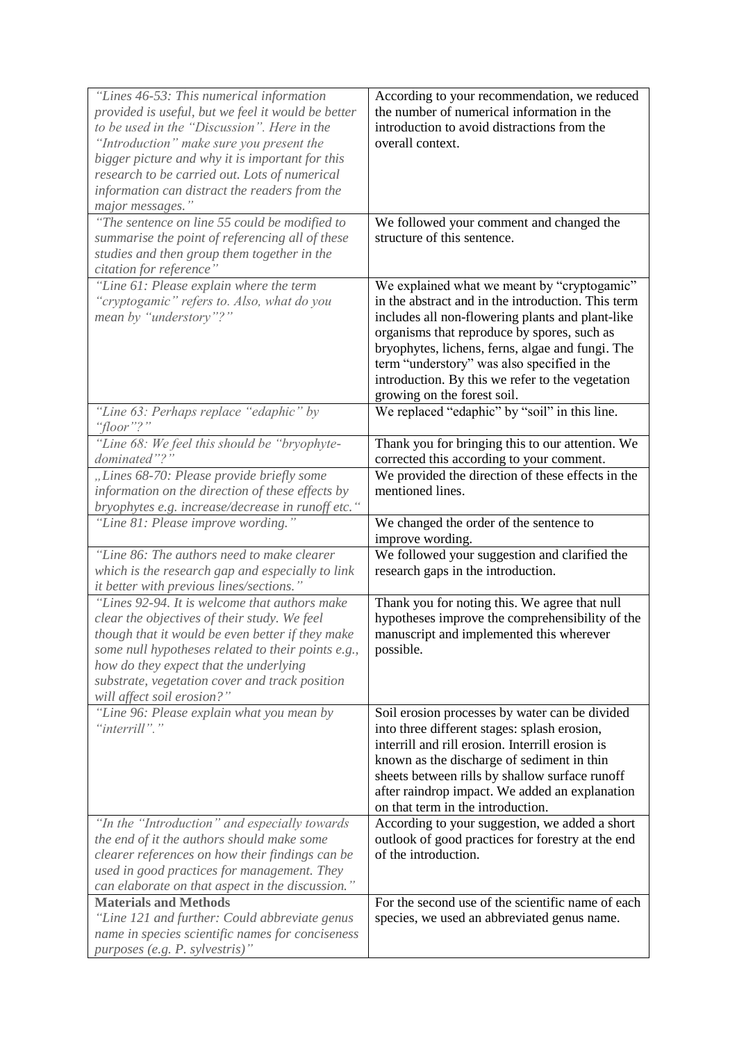| | |
|---|---|
| *"Lines 46-53: This numerical information provided is useful, but we feel it would be better to be used in the "Discussion". Here in the "Introduction" make sure you present the bigger picture and why it is important for this research to be carried out. Lots of numerical information can distract the readers from the major messages."* | According to your recommendation, we reduced the number of numerical information in the introduction to avoid distractions from the overall context. |
| *"The sentence on line 55 could be modified to summarise the point of referencing all of these studies and then group them together in the citation for reference"* | We followed your comment and changed the structure of this sentence. |
| *"Line 61: Please explain where the term "cryptogamic" refers to. Also, what do you mean by "understory"?"* | We explained what we meant by "cryptogamic" in the abstract and in the introduction. This term includes all non-flowering plants and plant-like organisms that reproduce by spores, such as bryophytes, lichens, ferns, algae and fungi. The term "understory" was also specified in the introduction. By this we refer to the vegetation growing on the forest soil. |
| *"Line 63: Perhaps replace "edaphic" by "floor"?"* | We replaced "edaphic" by "soil" in this line. |
| *"Line 68: We feel this should be "bryophyte-dominated"?"* | Thank you for bringing this to our attention. We corrected this according to your comment. |
| *„Lines 68-70: Please provide briefly some information on the direction of these effects by bryophytes e.g. increase/decrease in runoff etc."* | We provided the direction of these effects in the mentioned lines. |
| *"Line 81: Please improve wording."* | We changed the order of the sentence to improve wording. |
| *"Line 86: The authors need to make clearer which is the research gap and especially to link it better with previous lines/sections."* | We followed your suggestion and clarified the research gaps in the introduction. |
| *"Lines 92-94. It is welcome that authors make clear the objectives of their study. We feel though that it would be even better if they make some null hypotheses related to their points e.g., how do they expect that the underlying substrate, vegetation cover and track position will affect soil erosion?"* | Thank you for noting this. We agree that null hypotheses improve the comprehensibility of the manuscript and implemented this wherever possible. |
| *"Line 96: Please explain what you mean by "interrill"."* | Soil erosion processes by water can be divided into three different stages: splash erosion, interrill and rill erosion. Interrill erosion is known as the discharge of sediment in thin sheets between rills by shallow surface runoff after raindrop impact. We added an explanation on that term in the introduction. |
| *"In the "Introduction" and especially towards the end of it the authors should make some clearer references on how their findings can be used in good practices for management. They can elaborate on that aspect in the discussion."* | According to your suggestion, we added a short outlook of good practices for forestry at the end of the introduction. |
| **Materials and Methods** *"Line 121 and further: Could abbreviate genus name in species scientific names for conciseness purposes (e.g. P. sylvestris)"* | For the second use of the scientific name of each species, we used an abbreviated genus name. |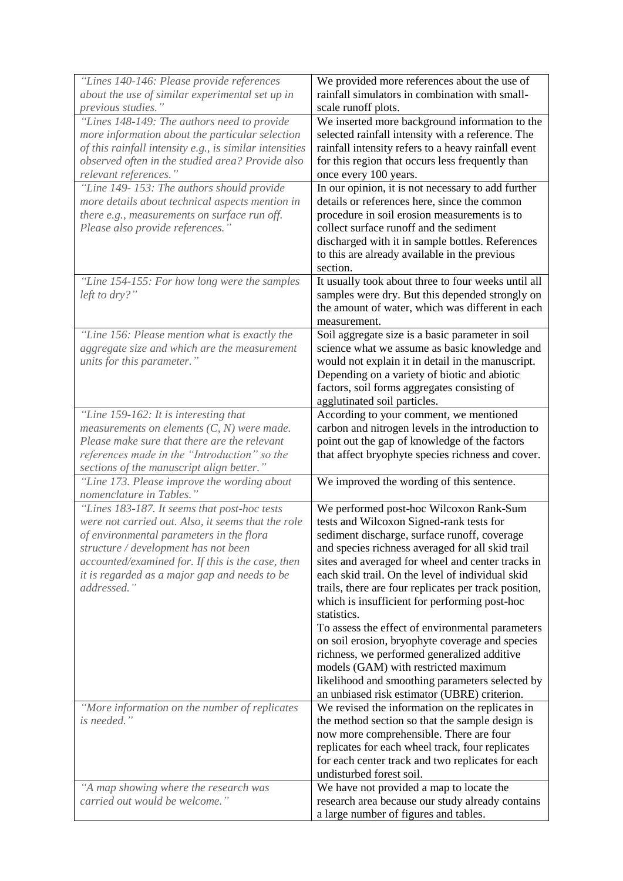| | |
|---|---|
| *"Lines 140-146: Please provide references about the use of similar experimental set up in previous studies."* | We provided more references about the use of rainfall simulators in combination with small-scale runoff plots. |
| *"Lines 148-149: The authors need to provide more information about the particular selection of this rainfall intensity e.g., is similar intensities observed often in the studied area? Provide also relevant references."* | We inserted more background information to the selected rainfall intensity with a reference. The rainfall intensity refers to a heavy rainfall event for this region that occurs less frequently than once every 100 years. |
| *"Line 149- 153: The authors should provide more details about technical aspects mention in there e.g., measurements on surface run off. Please also provide references."* | In our opinion, it is not necessary to add further details or references here, since the common procedure in soil erosion measurements is to collect surface runoff and the sediment discharged with it in sample bottles. References to this are already available in the previous section. |
| *"Line 154-155: For how long were the samples left to dry?"* | It usually took about three to four weeks until all samples were dry. But this depended strongly on the amount of water, which was different in each measurement. |
| *"Line 156: Please mention what is exactly the aggregate size and which are the measurement units for this parameter."* | Soil aggregate size is a basic parameter in soil science what we assume as basic knowledge and would not explain it in detail in the manuscript. Depending on a variety of biotic and abiotic factors, soil forms aggregates consisting of agglutinated soil particles. |
| *"Line 159-162: It is interesting that measurements on elements (C, N) were made. Please make sure that there are the relevant references made in the "Introduction" so the sections of the manuscript align better."* | According to your comment, we mentioned carbon and nitrogen levels in the introduction to point out the gap of knowledge of the factors that affect bryophyte species richness and cover. |
| *"Line 173. Please improve the wording about nomenclature in Tables."* | We improved the wording of this sentence. |
| *"Lines 183-187. It seems that post-hoc tests were not carried out. Also, it seems that the role of environmental parameters in the flora structure / development has not been accounted/examined for. If this is the case, then it is regarded as a major gap and needs to be addressed."* | We performed post-hoc Wilcoxon Rank-Sum tests and Wilcoxon Signed-rank tests for sediment discharge, surface runoff, coverage and species richness averaged for all skid trail sites and averaged for wheel and center tracks in each skid trail. On the level of individual skid trails, there are four replicates per track position, which is insufficient for performing post-hoc statistics.<br>To assess the effect of environmental parameters on soil erosion, bryophyte coverage and species richness, we performed generalized additive models (GAM) with restricted maximum likelihood and smoothing parameters selected by an unbiased risk estimator (UBRE) criterion. |
| *"More information on the number of replicates is needed."* | We revised the information on the replicates in the method section so that the sample design is now more comprehensible. There are four replicates for each wheel track, four replicates for each center track and two replicates for each undisturbed forest soil. |
| *"A map showing where the research was carried out would be welcome."* | We have not provided a map to locate the research area because our study already contains a large number of figures and tables. |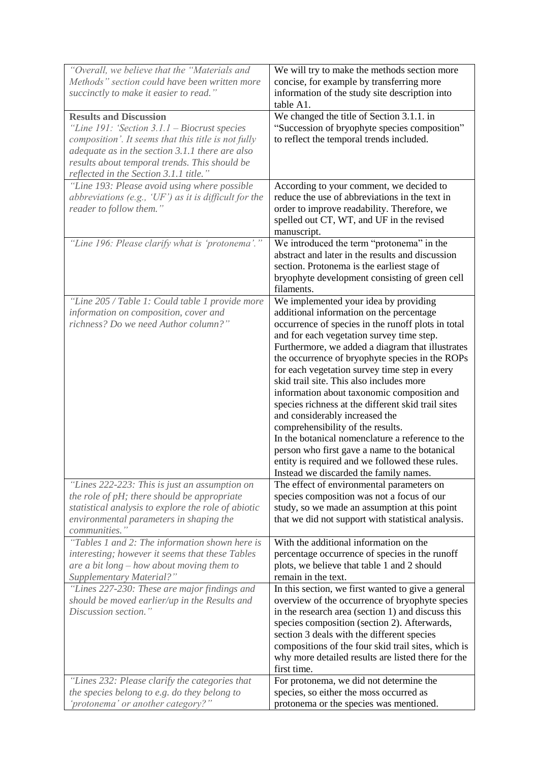| | |
|---|---|
| *"Overall, we believe that the "Materials and Methods" section could have been written more succinctly to make it easier to read."* | We will try to make the methods section more concise, for example by transferring more information of the study site description into table A1. |
| **Results and Discussion**<br>*"Line 191: 'Section 3.1.1 – Biocrust species composition'. It seems that this title is not fully adequate as in the section 3.1.1 there are also results about temporal trends. This should be reflected in the Section 3.1.1 title."* | We changed the title of Section 3.1.1. in "Succession of bryophyte species composition" to reflect the temporal trends included. |
| *"Line 193: Please avoid using where possible abbreviations (e.g., 'UF') as it is difficult for the reader to follow them."* | According to your comment, we decided to reduce the use of abbreviations in the text in order to improve readability. Therefore, we spelled out CT, WT, and UF in the revised manuscript. |
| *"Line 196: Please clarify what is 'protonema'."* | We introduced the term "protonema" in the abstract and later in the results and discussion section. Protonema is the earliest stage of bryophyte development consisting of green cell filaments. |
| *"Line 205 / Table 1: Could table 1 provide more information on composition, cover and richness? Do we need Author column?"* | We implemented your idea by providing additional information on the percentage occurrence of species in the runoff plots in total and for each vegetation survey time step. Furthermore, we added a diagram that illustrates the occurrence of bryophyte species in the ROPs for each vegetation survey time step in every skid trail site. This also includes more information about taxonomic composition and species richness at the different skid trail sites and considerably increased the comprehensibility of the results.<br>In the botanical nomenclature a reference to the person who first gave a name to the botanical entity is required and we followed these rules. Instead we discarded the family names. |
| *"Lines 222-223: This is just an assumption on the role of pH; there should be appropriate statistical analysis to explore the role of abiotic environmental parameters in shaping the communities."* | The effect of environmental parameters on species composition was not a focus of our study, so we made an assumption at this point that we did not support with statistical analysis. |
| *"Tables 1 and 2: The information shown here is interesting; however it seems that these Tables are a bit long – how about moving them to Supplementary Material?"* | With the additional information on the percentage occurrence of species in the runoff plots, we believe that table 1 and 2 should remain in the text. |
| *"Lines 227-230: These are major findings and should be moved earlier/up in the Results and Discussion section."* | In this section, we first wanted to give a general overview of the occurrence of bryophyte species in the research area (section 1) and discuss this species composition (section 2). Afterwards, section 3 deals with the different species compositions of the four skid trail sites, which is why more detailed results are listed there for the first time. |
| *"Lines 232: Please clarify the categories that the species belong to e.g. do they belong to 'protonema' or another category?"* | For protonema, we did not determine the species, so either the moss occurred as protonema or the species was mentioned. |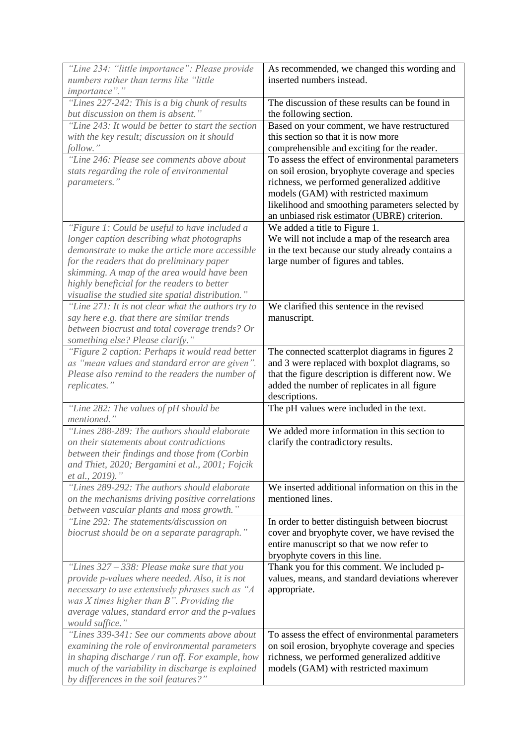| | |
|---|---|
| *"Line 234: "little importance": Please provide numbers rather than terms like "little importance"."* | As recommended, we changed this wording and inserted numbers instead. |
| *"Lines 227-242: This is a big chunk of results but discussion on them is absent."* | The discussion of these results can be found in the following section. |
| *"Line 243: It would be better to start the section with the key result; discussion on it should follow."* | Based on your comment, we have restructured this section so that it is now more comprehensible and exciting for the reader. |
| *"Line 246: Please see comments above about stats regarding the role of environmental parameters."* | To assess the effect of environmental parameters on soil erosion, bryophyte coverage and species richness, we performed generalized additive models (GAM) with restricted maximum likelihood and smoothing parameters selected by an unbiased risk estimator (UBRE) criterion. |
| *"Figure 1: Could be useful to have included a longer caption describing what photographs demonstrate to make the article more accessible for the readers that do preliminary paper skimming. A map of the area would have been highly beneficial for the readers to better visualise the studied site spatial distribution."* | We added a title to Figure 1. We will not include a map of the research area in the text because our study already contains a large number of figures and tables. |
| *"Line 271: It is not clear what the authors try to say here e.g. that there are similar trends between biocrust and total coverage trends? Or something else? Please clarify."* | We clarified this sentence in the revised manuscript. |
| *"Figure 2 caption: Perhaps it would read better as "mean values and standard error are given". Please also remind to the readers the number of replicates."* | The connected scatterplot diagrams in figures 2 and 3 were replaced with boxplot diagrams, so that the figure description is different now. We added the number of replicates in all figure descriptions. |
| *"Line 282: The values of pH should be mentioned."* | The pH values were included in the text. |
| *"Lines 288-289: The authors should elaborate on their statements about contradictions between their findings and those from (Corbin and Thiet, 2020; Bergamini et al., 2001; Fojcik et al., 2019)."* | We added more information in this section to clarify the contradictory results. |
| *"Lines 289-292: The authors should elaborate on the mechanisms driving positive correlations between vascular plants and moss growth."* | We inserted additional information on this in the mentioned lines. |
| *"Line 292: The statements/discussion on biocrust should be on a separate paragraph."* | In order to better distinguish between biocrust cover and bryophyte cover, we have revised the entire manuscript so that we now refer to bryophyte covers in this line. |
| *"Lines 327 – 338: Please make sure that you provide p-values where needed. Also, it is not necessary to use extensively phrases such as "A was X times higher than B". Providing the average values, standard error and the p-values would suffice."* | Thank you for this comment. We included p-values, means, and standard deviations wherever appropriate. |
| *"Lines 339-341: See our comments above about examining the role of environmental parameters in shaping discharge / run off. For example, how much of the variability in discharge is explained by differences in the soil features?"* | To assess the effect of environmental parameters on soil erosion, bryophyte coverage and species richness, we performed generalized additive models (GAM) with restricted maximum |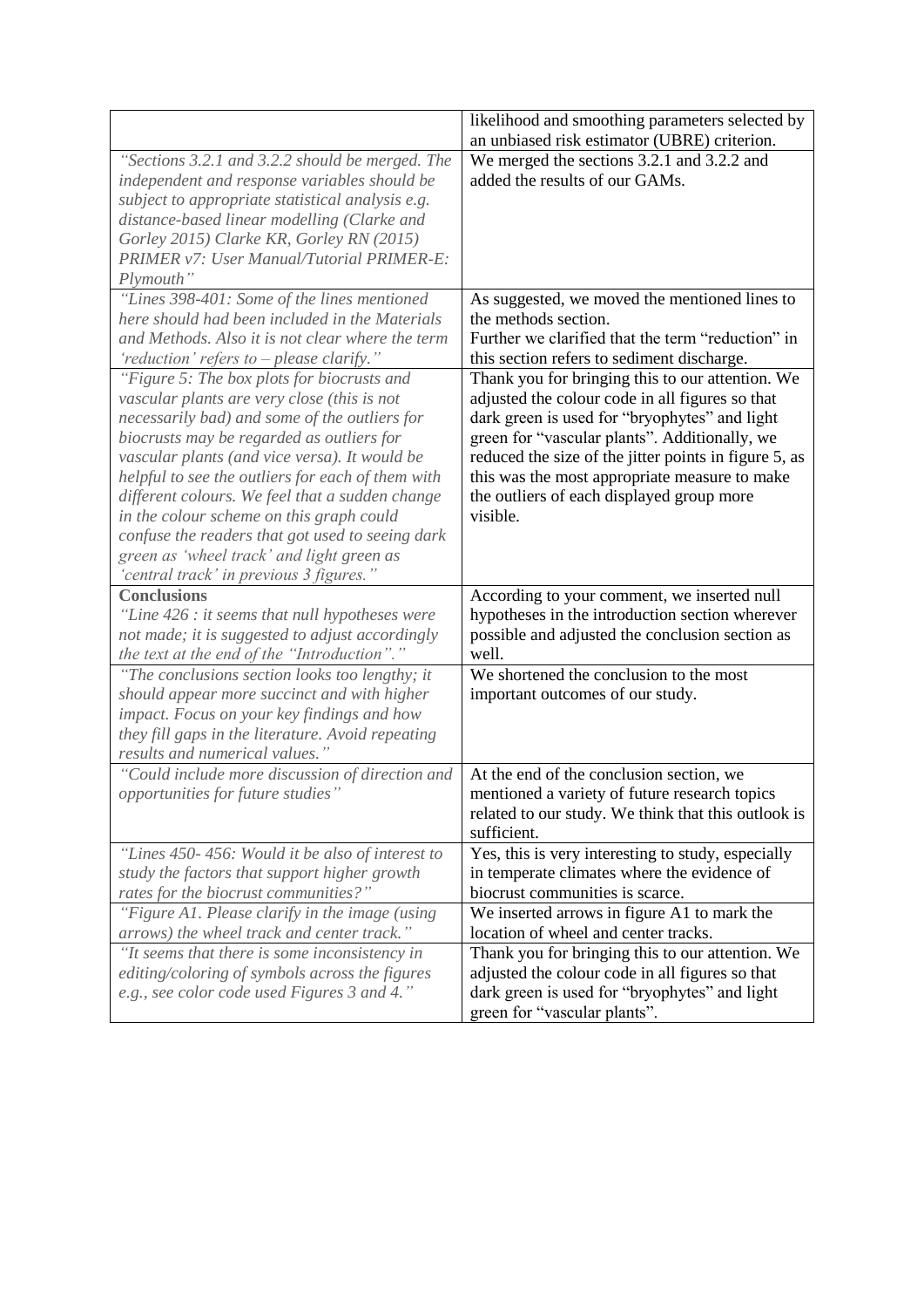| | |
|---|---|
| | likelihood and smoothing parameters selected by an unbiased risk estimator (UBRE) criterion. |
| *"Sections 3.2.1 and 3.2.2 should be merged. The independent and response variables should be subject to appropriate statistical analysis e.g. distance-based linear modelling (Clarke and Gorley 2015) Clarke KR, Gorley RN (2015) PRIMER v7: User Manual/Tutorial PRIMER-E: Plymouth"* | We merged the sections 3.2.1 and 3.2.2 and added the results of our GAMs. |
| *"Lines 398-401: Some of the lines mentioned here should had been included in the Materials and Methods. Also it is not clear where the term 'reduction' refers to – please clarify."* | As suggested, we moved the mentioned lines to the methods section. Further we clarified that the term "reduction" in this section refers to sediment discharge. |
| *"Figure 5: The box plots for biocrusts and vascular plants are very close (this is not necessarily bad) and some of the outliers for biocrusts may be regarded as outliers for vascular plants (and vice versa). It would be helpful to see the outliers for each of them with different colours. We feel that a sudden change in the colour scheme on this graph could confuse the readers that got used to seeing dark green as 'wheel track' and light green as 'central track' in previous 3 figures."* | Thank you for bringing this to our attention. We adjusted the colour code in all figures so that dark green is used for "bryophytes" and light green for "vascular plants". Additionally, we reduced the size of the jitter points in figure 5, as this was the most appropriate measure to make the outliers of each displayed group more visible. |
| **Conclusions** *"Line 426 : it seems that null hypotheses were not made; it is suggested to adjust accordingly the text at the end of the "Introduction"."* | According to your comment, we inserted null hypotheses in the introduction section wherever possible and adjusted the conclusion section as well. |
| *"The conclusions section looks too lengthy; it should appear more succinct and with higher impact. Focus on your key findings and how they fill gaps in the literature. Avoid repeating results and numerical values."* | We shortened the conclusion to the most important outcomes of our study. |
| *"Could include more discussion of direction and opportunities for future studies"* | At the end of the conclusion section, we mentioned a variety of future research topics related to our study. We think that this outlook is sufficient. |
| *"Lines 450- 456: Would it be also of interest to study the factors that support higher growth rates for the biocrust communities?"* | Yes, this is very interesting to study, especially in temperate climates where the evidence of biocrust communities is scarce. |
| *"Figure A1. Please clarify in the image (using arrows) the wheel track and center track."* | We inserted arrows in figure A1 to mark the location of wheel and center tracks. |
| *"It seems that there is some inconsistency in editing/coloring of symbols across the figures e.g., see color code used Figures 3 and 4."* | Thank you for bringing this to our attention. We adjusted the colour code in all figures so that dark green is used for "bryophytes" and light green for "vascular plants". |